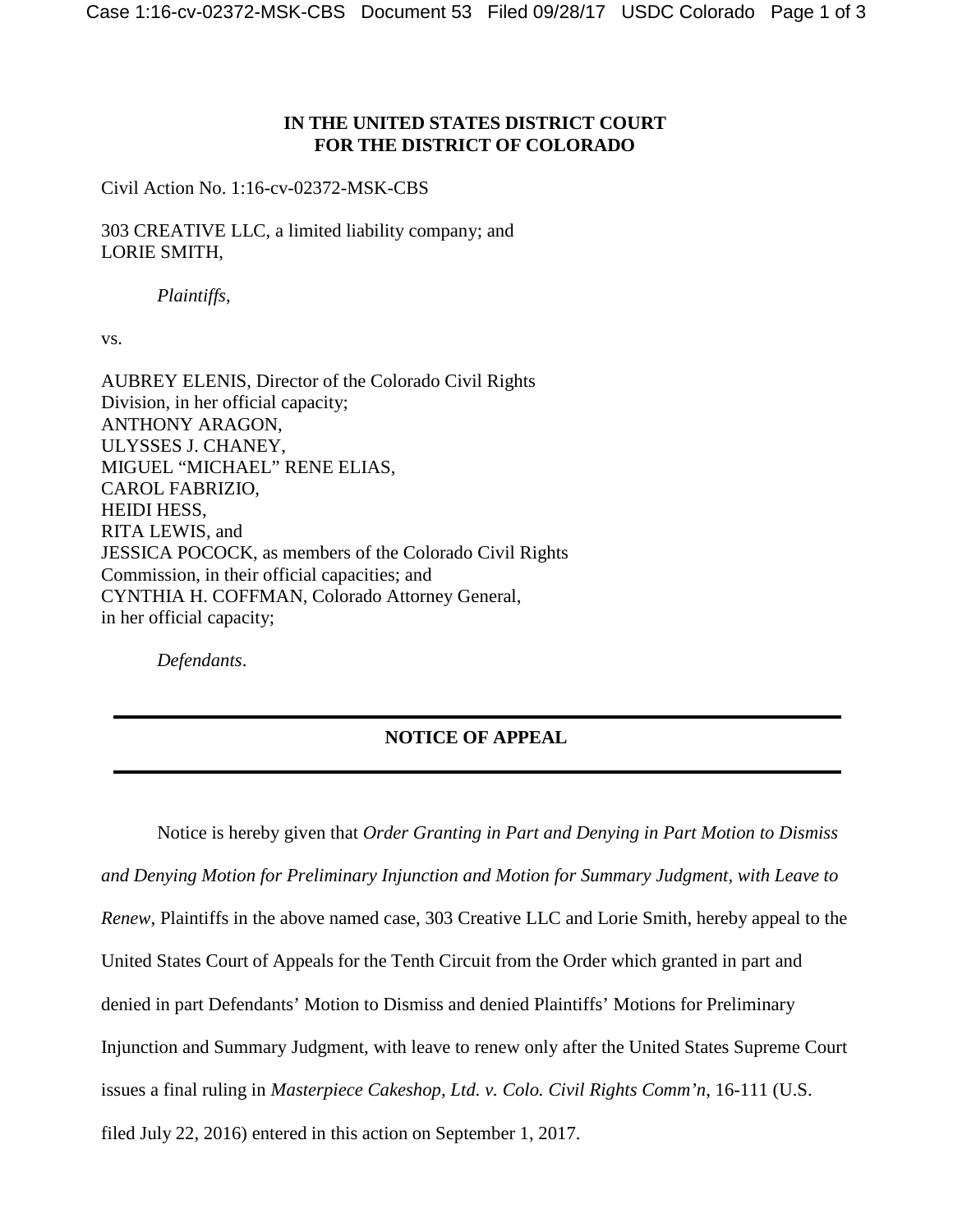**IN THE UNITED STATES DISTRICT COURT**
**FOR THE DISTRICT OF COLORADO**

Civil Action No. 1:16-cv-02372-MSK-CBS

303 CREATIVE LLC, a limited liability company; and
LORIE SMITH,

*Plaintiffs*,

vs.

AUBREY ELENIS, Director of the Colorado Civil Rights
Division, in her official capacity;
ANTHONY ARAGON,
ULYSSES J. CHANEY,
MIGUEL "MICHAEL" RENE ELIAS,
CAROL FABRIZIO,
HEIDI HESS,
RITA LEWIS, and
JESSICA POCOCK, as members of the Colorado Civil Rights
Commission, in their official capacities; and
CYNTHIA H. COFFMAN, Colorado Attorney General,
in her official capacity;

*Defendants*.

---

**NOTICE OF APPEAL**

---

Notice is hereby given that *Order Granting in Part and Denying in Part Motion to Dismiss and Denying Motion for Preliminary Injunction and Motion for Summary Judgment, with Leave to Renew*, Plaintiffs in the above named case, 303 Creative LLC and Lorie Smith, hereby appeal to the United States Court of Appeals for the Tenth Circuit from the Order which granted in part and denied in part Defendants' Motion to Dismiss and denied Plaintiffs' Motions for Preliminary Injunction and Summary Judgment, with leave to renew only after the United States Supreme Court issues a final ruling in *Masterpiece Cakeshop, Ltd. v. Colo. Civil Rights Comm'n*, 16-111 (U.S. filed July 22, 2016) entered in this action on September 1, 2017.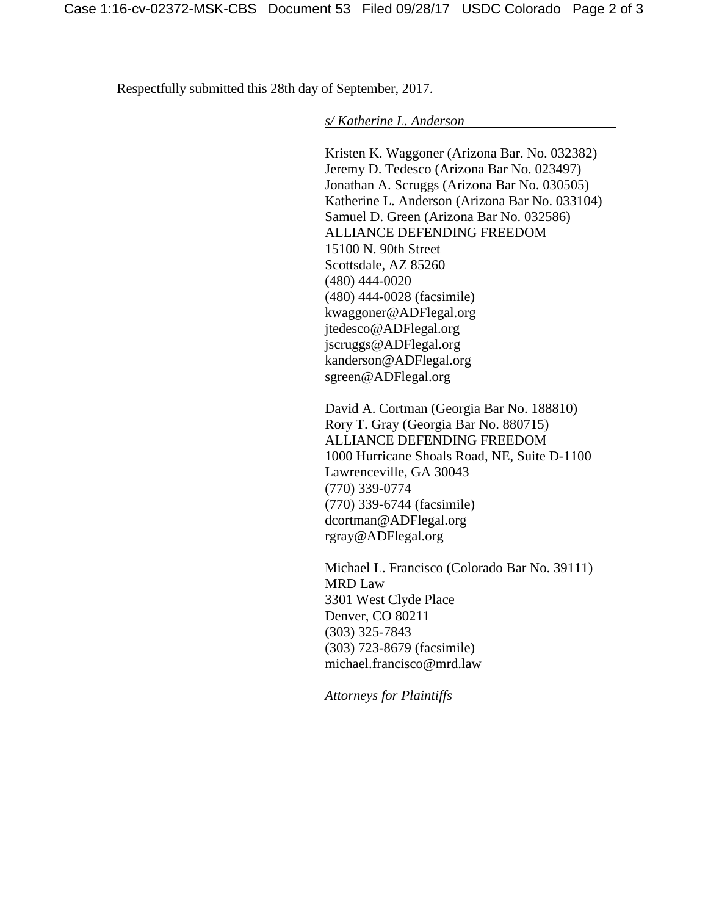Respectfully submitted this 28th day of September, 2017.

*s/ Katherine L. Anderson*

Kristen K. Waggoner (Arizona Bar. No. 032382)
Jeremy D. Tedesco (Arizona Bar No. 023497)
Jonathan A. Scruggs (Arizona Bar No. 030505)
Katherine L. Anderson (Arizona Bar No. 033104)
Samuel D. Green (Arizona Bar No. 032586)
ALLIANCE DEFENDING FREEDOM
15100 N. 90th Street
Scottsdale, AZ 85260
(480) 444-0020
(480) 444-0028 (facsimile)
kwaggoner@ADFlegal.org
jtedesco@ADFlegal.org
jscruggs@ADFlegal.org
kanderson@ADFlegal.org
sgreen@ADFlegal.org

David A. Cortman (Georgia Bar No. 188810)
Rory T. Gray (Georgia Bar No. 880715)
ALLIANCE DEFENDING FREEDOM
1000 Hurricane Shoals Road, NE, Suite D-1100
Lawrenceville, GA 30043
(770) 339-0774
(770) 339-6744 (facsimile)
dcortman@ADFlegal.org
rgray@ADFlegal.org

Michael L. Francisco (Colorado Bar No. 39111)
MRD Law
3301 West Clyde Place
Denver, CO 80211
(303) 325-7843
(303) 723-8679 (facsimile)
michael.francisco@mrd.law

*Attorneys for Plaintiffs*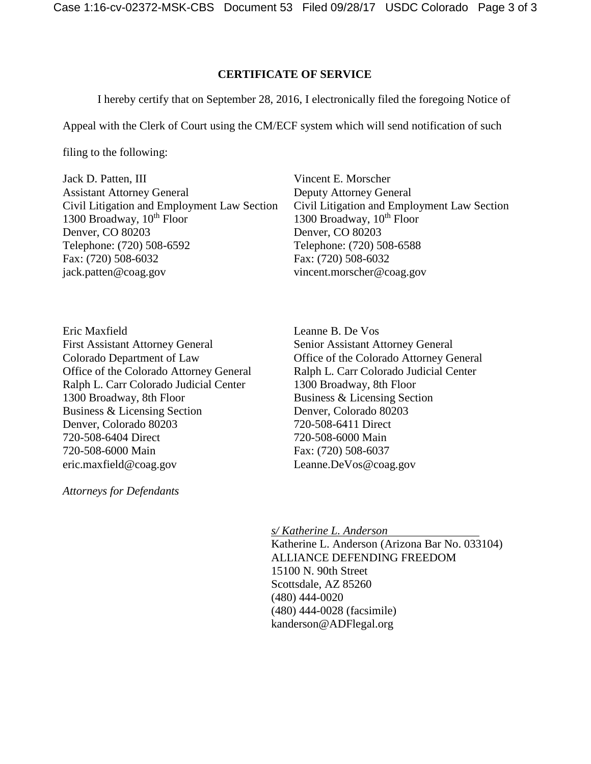## CERTIFICATE OF SERVICE

I hereby certify that on September 28, 2016, I electronically filed the foregoing Notice of Appeal with the Clerk of Court using the CM/ECF system which will send notification of such filing to the following:

Jack D. Patten, III
Assistant Attorney General
Civil Litigation and Employment Law Section
1300 Broadway, 10th Floor
Denver, CO 80203
Telephone: (720) 508-6592
Fax: (720) 508-6032
jack.patten@coag.gov

Vincent E. Morscher
Deputy Attorney General
Civil Litigation and Employment Law Section
1300 Broadway, 10th Floor
Denver, CO 80203
Telephone: (720) 508-6588
Fax: (720) 508-6032
vincent.morscher@coag.gov

Eric Maxfield
First Assistant Attorney General
Colorado Department of Law
Office of the Colorado Attorney General
Ralph L. Carr Colorado Judicial Center
1300 Broadway, 8th Floor
Business & Licensing Section
Denver, Colorado 80203
720-508-6404 Direct
720-508-6000 Main
eric.maxfield@coag.gov

Leanne B. De Vos
Senior Assistant Attorney General
Office of the Colorado Attorney General
Ralph L. Carr Colorado Judicial Center
1300 Broadway, 8th Floor
Business & Licensing Section
Denver, Colorado 80203
720-508-6411 Direct
720-508-6000 Main
Fax: (720) 508-6037
Leanne.DeVos@coag.gov

*Attorneys for Defendants*

*s/ Katherine L. Anderson*
Katherine L. Anderson (Arizona Bar No. 033104)
ALLIANCE DEFENDING FREEDOM
15100 N. 90th Street
Scottsdale, AZ 85260
(480) 444-0020
(480) 444-0028 (facsimile)
kanderson@ADFlegal.org